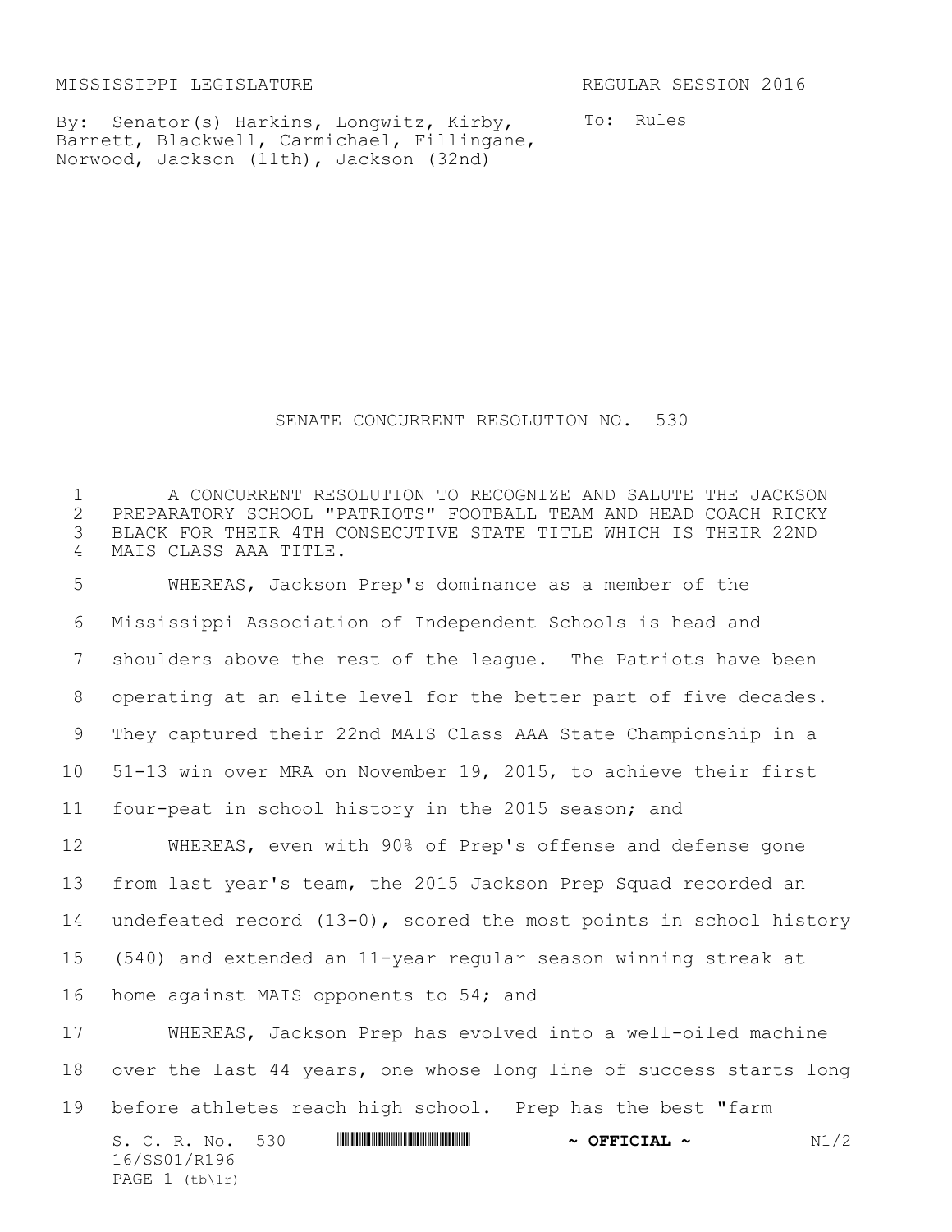MISSISSIPPI LEGISLATURE REGULAR SESSION 2016

By: Senator(s) Harkins, Longwitz, Kirby, Barnett, Blackwell, Carmichael, Fillingane, Norwood, Jackson (11th), Jackson (32nd)

To: Rules

# SENATE CONCURRENT RESOLUTION NO. 530

A CONCURRENT RESOLUTION TO RECOGNIZE AND SALUTE THE JACKSON PREPARATORY SCHOOL "PATRIOTS" FOOTBALL TEAM AND HEAD COACH RICKY BLACK FOR THEIR 4TH CONSECUTIVE STATE TITLE WHICH IS THEIR 22ND MAIS CLASS AAA TITLE.

WHEREAS, Jackson Prep's dominance as a member of the Mississippi Association of Independent Schools is head and shoulders above the rest of the league. The Patriots have been operating at an elite level for the better part of five decades. They captured their 22nd MAIS Class AAA State Championship in a 51-13 win over MRA on November 19, 2015, to achieve their first four-peat in school history in the 2015 season; and

WHEREAS, even with 90% of Prep's offense and defense gone from last year's team, the 2015 Jackson Prep Squad recorded an undefeated record (13-0), scored the most points in school history (540) and extended an 11-year regular season winning streak at home against MAIS opponents to 54; and

WHEREAS, Jackson Prep has evolved into a well-oiled machine over the last 44 years, one whose long line of success starts long before athletes reach high school. Prep has the best "farm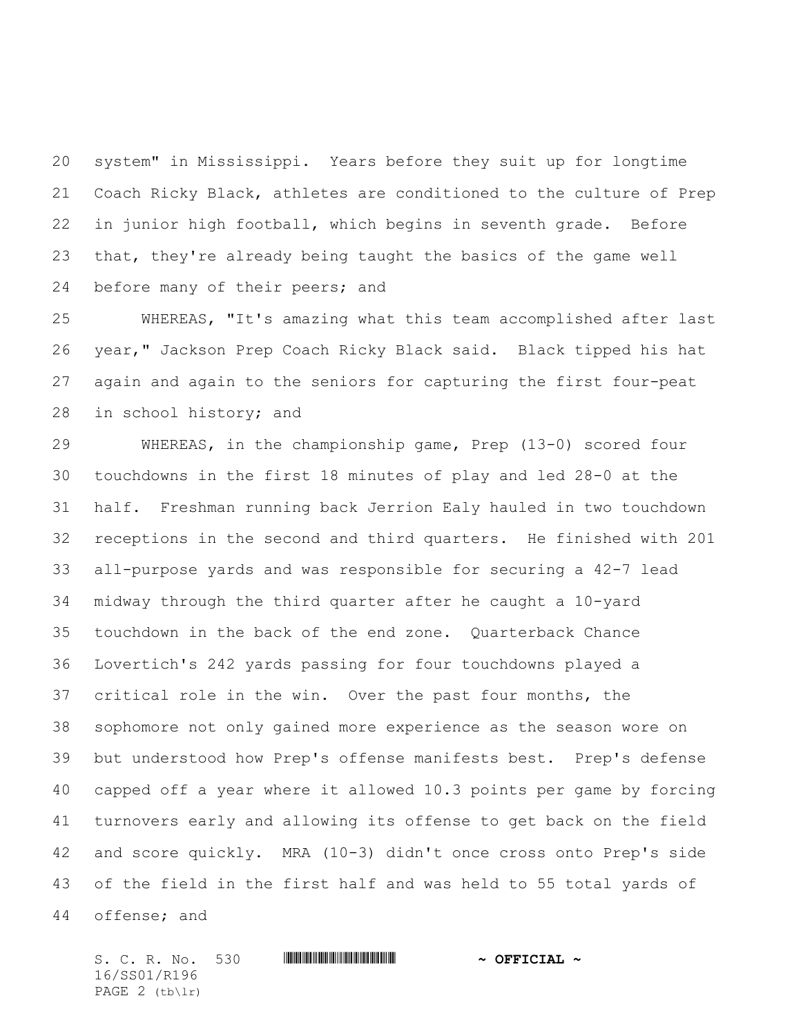system" in Mississippi. Years before they suit up for longtime Coach Ricky Black, athletes are conditioned to the culture of Prep in junior high football, which begins in seventh grade. Before that, they're already being taught the basics of the game well before many of their peers; and

WHEREAS, "It's amazing what this team accomplished after last year," Jackson Prep Coach Ricky Black said. Black tipped his hat again and again to the seniors for capturing the first four-peat in school history; and

WHEREAS, in the championship game, Prep (13-0) scored four touchdowns in the first 18 minutes of play and led 28-0 at the half. Freshman running back Jerrion Ealy hauled in two touchdown receptions in the second and third quarters. He finished with 201 all-purpose yards and was responsible for securing a 42-7 lead midway through the third quarter after he caught a 10-yard touchdown in the back of the end zone. Quarterback Chance Lovertich's 242 yards passing for four touchdowns played a critical role in the win. Over the past four months, the sophomore not only gained more experience as the season wore on but understood how Prep's offense manifests best. Prep's defense capped off a year where it allowed 10.3 points per game by forcing turnovers early and allowing its offense to get back on the field and score quickly. MRA (10-3) didn't once cross onto Prep's side of the field in the first half and was held to 55 total yards of offense; and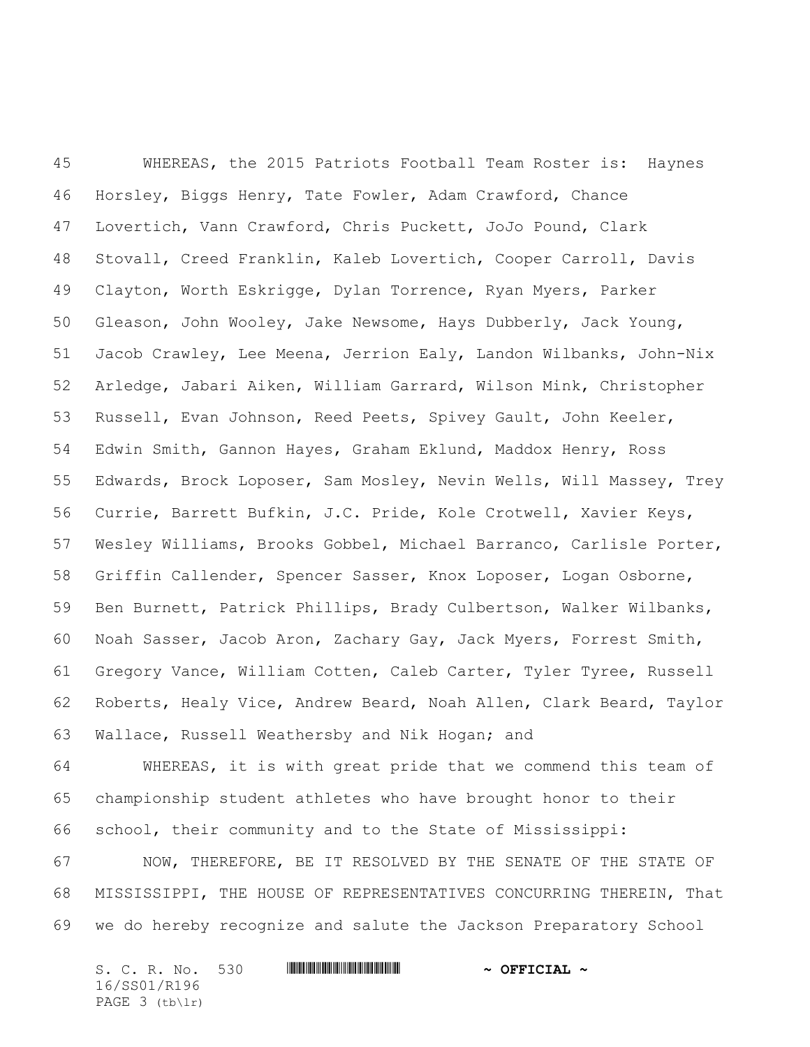WHEREAS, the 2015 Patriots Football Team Roster is: Haynes Horsley, Biggs Henry, Tate Fowler, Adam Crawford, Chance Lovertich, Vann Crawford, Chris Puckett, JoJo Pound, Clark Stovall, Creed Franklin, Kaleb Lovertich, Cooper Carroll, Davis Clayton, Worth Eskrigge, Dylan Torrence, Ryan Myers, Parker Gleason, John Wooley, Jake Newsome, Hays Dubberly, Jack Young, Jacob Crawley, Lee Meena, Jerrion Ealy, Landon Wilbanks, John-Nix Arledge, Jabari Aiken, William Garrard, Wilson Mink, Christopher Russell, Evan Johnson, Reed Peets, Spivey Gault, John Keeler, Edwin Smith, Gannon Hayes, Graham Eklund, Maddox Henry, Ross Edwards, Brock Loposer, Sam Mosley, Nevin Wells, Will Massey, Trey Currie, Barrett Bufkin, J.C. Pride, Kole Crotwell, Xavier Keys, Wesley Williams, Brooks Gobbel, Michael Barranco, Carlisle Porter, Griffin Callender, Spencer Sasser, Knox Loposer, Logan Osborne, Ben Burnett, Patrick Phillips, Brady Culbertson, Walker Wilbanks, Noah Sasser, Jacob Aron, Zachary Gay, Jack Myers, Forrest Smith, Gregory Vance, William Cotten, Caleb Carter, Tyler Tyree, Russell Roberts, Healy Vice, Andrew Beard, Noah Allen, Clark Beard, Taylor Wallace, Russell Weathersby and Nik Hogan; and

WHEREAS, it is with great pride that we commend this team of championship student athletes who have brought honor to their school, their community and to the State of Mississippi:

NOW, THEREFORE, BE IT RESOLVED BY THE SENATE OF THE STATE OF MISSISSIPPI, THE HOUSE OF REPRESENTATIVES CONCURRING THEREIN, That we do hereby recognize and salute the Jackson Preparatory School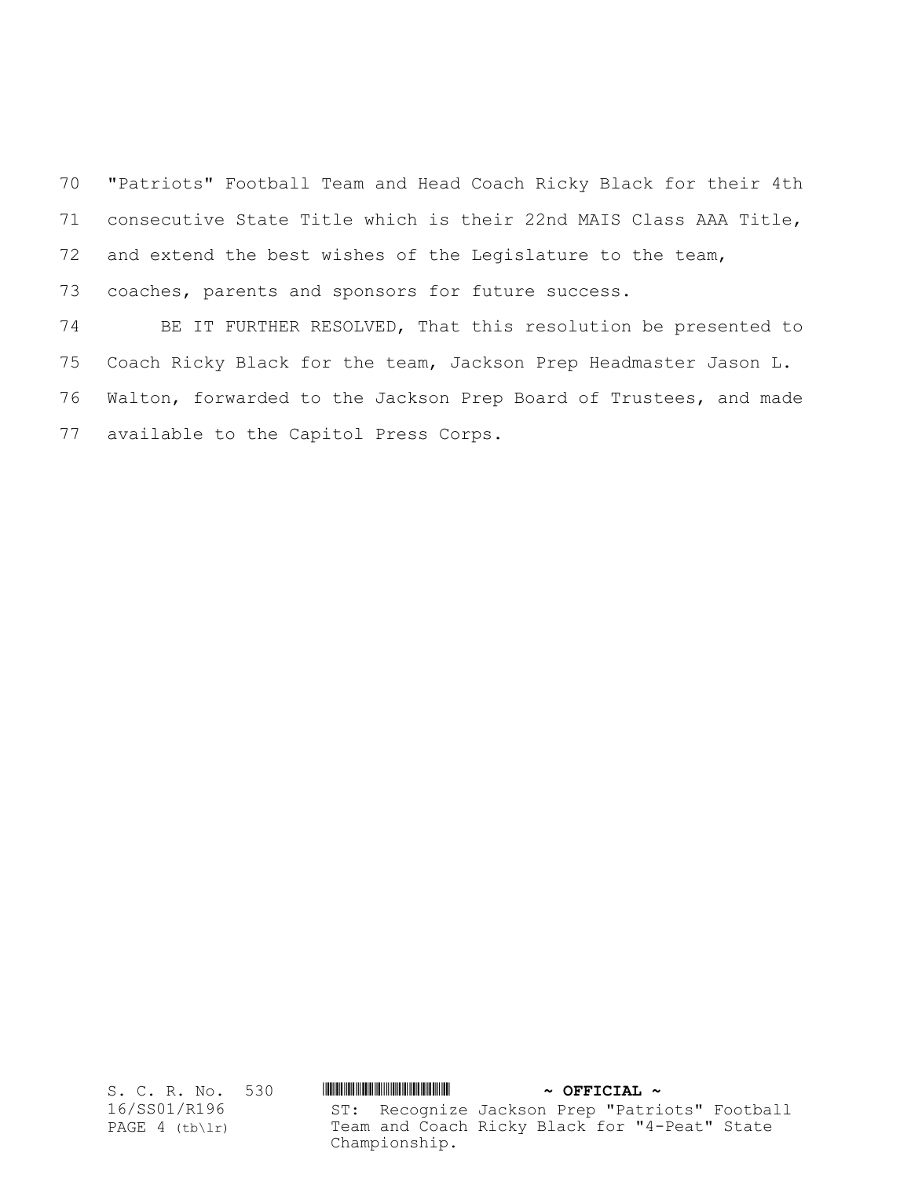"Patriots" Football Team and Head Coach Ricky Black for their 4th consecutive State Title which is their 22nd MAIS Class AAA Title, and extend the best wishes of the Legislature to the team, coaches, parents and sponsors for future success.

BE IT FURTHER RESOLVED, That this resolution be presented to Coach Ricky Black for the team, Jackson Prep Headmaster Jason L. Walton, forwarded to the Jackson Prep Board of Trustees, and made available to the Capitol Press Corps.

S. C. R. No. 530 ~ OFFICIAL ~
16/SS01/R196
ST: Recognize Jackson Prep "Patriots" Football Team and Coach Ricky Black for "4-Peat" State Championship.